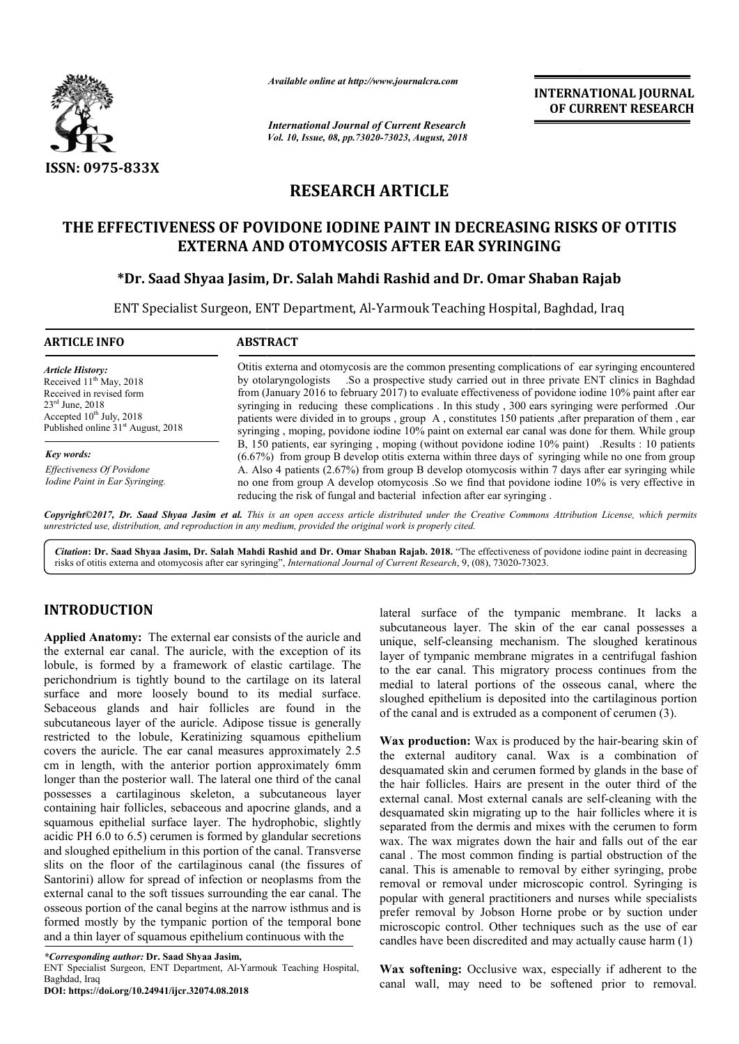*Available online at http://www.journalcra.com*

*International Journal of Current Research*
*Vol. 10, Issue, 08, pp.73020-73023, August, 2018*

**INTERNATIONAL JOURNAL OF CURRENT RESEARCH**

ISSN: 0975-833X

# RESEARCH ARTICLE

# THE EFFECTIVENESS OF POVIDONE IODINE PAINT IN DECREASING RISKS OF OTITIS EXTERNA AND OTOMYCOSIS AFTER EAR SYRINGING

**\*Dr. Saad Shyaa Jasim, Dr. Salah Mahdi Rashid and Dr. Omar Shaban Rajab**

ENT Specialist Surgeon, ENT Department, Al-Yarmouk Teaching Hospital, Baghdad, Iraq

## ARTICLE INFO

*Article History:*
Received 11th May, 2018
Received in revised form
23rd June, 2018
Accepted 10th July, 2018
Published online 31st August, 2018

*Key words:*
Effectiveness Of Povidone Iodine Paint in Ear Syringing.

## ABSTRACT

Otitis externa and otomycosis are the common presenting complications of ear syringing encountered by otolaryngologists .So a prospective study carried out in three private ENT clinics in Baghdad from (January 2016 to february 2017) to evaluate effectiveness of povidone iodine 10% paint after ear syringing in reducing these complications . In this study , 300 ears syringing were performed .Our patients were divided in to groups , group A , constitutes 150 patients ,after preparation of them , ear syringing , moping, povidone iodine 10% paint on external ear canal was done for them. While group B, 150 patients, ear syringing , moping (without povidone iodine 10% paint) .Results : 10 patients (6.67%) from group B develop otitis externa within three days of syringing while no one from group A. Also 4 patients (2.67%) from group B develop otomycosis within 7 days after ear syringing while no one from group A develop otomycosis .So we find that povidone iodine 10% is very effective in reducing the risk of fungal and bacterial infection after ear syringing .

*Copyright©2017, Dr. Saad Shyaa Jasim et al. This is an open access article distributed under the Creative Commons Attribution License, which permits unrestricted use, distribution, and reproduction in any medium, provided the original work is properly cited.*

*Citation*: **Dr. Saad Shyaa Jasim, Dr. Salah Mahdi Rashid and Dr. Omar Shaban Rajab. 2018.** "The effectiveness of povidone iodine paint in decreasing risks of otitis externa and otomycosis after ear syringing", *International Journal of Current Research*, 9, (08), 73020-73023.

## INTRODUCTION

**Applied Anatomy:** The external ear consists of the auricle and the external ear canal. The auricle, with the exception of its lobule, is formed by a framework of elastic cartilage. The perichondrium is tightly bound to the cartilage on its lateral surface and more loosely bound to its medial surface. Sebaceous glands and hair follicles are found in the subcutaneous layer of the auricle. Adipose tissue is generally restricted to the lobule, Keratinizing squamous epithelium covers the auricle. The ear canal measures approximately 2.5 cm in length, with the anterior portion approximately 6mm longer than the posterior wall. The lateral one third of the canal possesses a cartilaginous skeleton, a subcutaneous layer containing hair follicles, sebaceous and apocrine glands, and a squamous epithelial surface layer. The hydrophobic, slightly acidic PH 6.0 to 6.5) cerumen is formed by glandular secretions and sloughed epithelium in this portion of the canal. Transverse slits on the floor of the cartilaginous canal (the fissures of Santorini) allow for spread of infection or neoplasms from the external canal to the soft tissues surrounding the ear canal. The osseous portion of the canal begins at the narrow isthmus and is formed mostly by the tympanic portion of the temporal bone and a thin layer of squamous epithelium continuous with the lateral surface of the tympanic membrane. It lacks a subcutaneous layer. The skin of the ear canal possesses a unique, self-cleansing mechanism. The sloughed keratinous layer of tympanic membrane migrates in a centrifugal fashion to the ear canal. This migratory process continues from the medial to lateral portions of the osseous canal, where the sloughed epithelium is deposited into the cartilaginous portion of the canal and is extruded as a component of cerumen (3).

**Wax production:** Wax is produced by the hair-bearing skin of the external auditory canal. Wax is a combination of desquamated skin and cerumen formed by glands in the base of the hair follicles. Hairs are present in the outer third of the external canal. Most external canals are self-cleaning with the desquamated skin migrating up to the hair follicles where it is separated from the dermis and mixes with the cerumen to form wax. The wax migrates down the hair and falls out of the ear canal . The most common finding is partial obstruction of the canal. This is amenable to removal by either syringing, probe removal or removal under microscopic control. Syringing is popular with general practitioners and nurses while specialists prefer removal by Jobson Horne probe or by suction under microscopic control. Other techniques such as the use of ear candles have been discredited and may actually cause harm (1)

**Wax softening:** Occlusive wax, especially if adherent to the canal wall, may need to be softened prior to removal.

\*Corresponding author: **Dr. Saad Shyaa Jasim,**
ENT Specialist Surgeon, ENT Department, Al-Yarmouk Teaching Hospital, Baghdad, Iraq
**DOI: https://doi.org/10.24941/ijcr.32074.08.2018**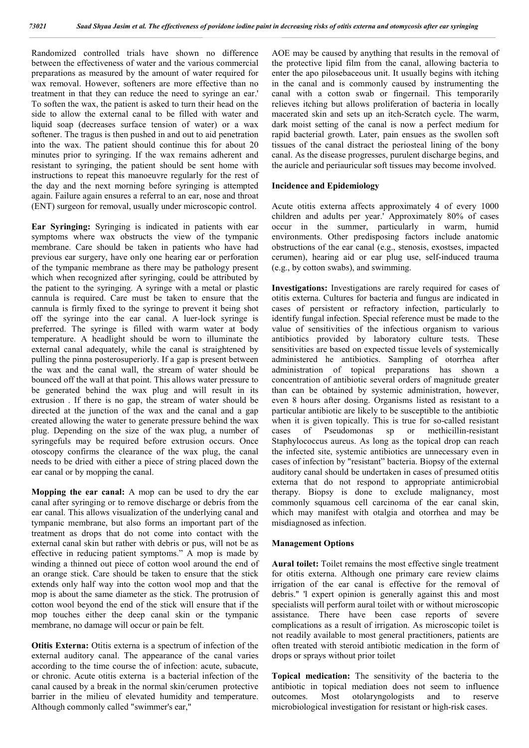Randomized controlled trials have shown no difference between the effectiveness of water and the various commercial preparations as measured by the amount of water required for wax removal. However, softeners are more effective than no treatment in that they can reduce the need to syringe an ear.' To soften the wax, the patient is asked to turn their head on the side to allow the external canal to be filled with water and liquid soap (decreases surface tension of water) or a wax softener. The tragus is then pushed in and out to aid penetration into the wax. The patient should continue this for about 20 minutes prior to syringing. If the wax remains adherent and resistant to syringing, the patient should be sent home with instructions to repeat this manoeuvre regularly for the rest of the day and the next morning before syringing is attempted again. Failure again ensures a referral to an ear, nose and throat (ENT) surgeon for removal, usually under microscopic control.

**Ear Syringing:** Syringing is indicated in patients with ear symptoms where wax obstructs the view of the tympanic membrane. Care should be taken in patients who have had previous ear surgery, have only one hearing ear or perforation of the tympanic membrane as there may be pathology present which when recognized after syringing, could be attributed by the patient to the syringing. A syringe with a metal or plastic cannula is required. Care must be taken to ensure that the cannula is firmly fixed to the syringe to prevent it being shot off the syringe into the ear canal. A luer-lock syringe is preferred. The syringe is filled with warm water at body temperature. A headlight should be worn to illuminate the external canal adequately, while the canal is straightened by pulling the pinna posterosuperiorly. If a gap is present between the wax and the canal wall, the stream of water should be bounced off the wall at that point. This allows water pressure to be generated behind the wax plug and will result in its extrusion . If there is no gap, the stream of water should be directed at the junction of the wax and the canal and a gap created allowing the water to generate pressure behind the wax plug. Depending on the size of the wax plug, a number of syringefuls may be required before extrusion occurs. Once otoscopy confirms the clearance of the wax plug, the canal needs to be dried with either a piece of string placed down the ear canal or by mopping the canal.

**Mopping the ear canal:** A mop can be used to dry the ear canal after syringing or to remove discharge or debris from the ear canal. This allows visualization of the underlying canal and tympanic membrane, but also forms an important part of the treatment as drops that do not come into contact with the external canal skin but rather with debris or pus, will not be as effective in reducing patient symptoms." A mop is made by winding a thinned out piece of cotton wool around the end of an orange stick. Care should be taken to ensure that the stick extends only half way into the cotton wool mop and that the mop is about the same diameter as the stick. The protrusion of cotton wool beyond the end of the stick will ensure that if the mop touches either the deep canal skin or the tympanic membrane, no damage will occur or pain be felt.

**Otitis Externa:** Otitis externa is a spectrum of infection of the external auditory canal. The appearance of the canal varies according to the time course the of infection: acute, subacute, or chronic. Acute otitis externa is a bacterial infection of the canal caused by a break in the normal skin/cerumen protective barrier in the milieu of elevated humidity and temperature. Although commonly called "swimmer's ear," AOE may be caused by anything that results in the removal of the protective lipid film from the canal, allowing bacteria to enter the apo pilosebaceous unit. It usually begins with itching in the canal and is commonly caused by instrumenting the canal with a cotton swab or fingernail. This temporarily relieves itching but allows proliferation of bacteria in locally macerated skin and sets up an itch-Scratch cycle. The warm, dark moist setting of the canal is now a perfect medium for rapid bacterial growth. Later, pain ensues as the swollen soft tissues of the canal distract the periosteal lining of the bony canal. As the disease progresses, purulent discharge begins, and the auricle and periauricular soft tissues may become involved.

**Incidence and Epidemiology**

Acute otitis externa affects approximately 4 of every 1000 children and adults per year.' Approximately 80% of cases occur in the summer, particularly in warm, humid environments. Other predisposing factors include anatomic obstructions of the ear canal (e.g., stenosis, exostses, impacted cerumen), hearing aid or ear plug use, self-induced trauma (e.g., by cotton swabs), and swimming.

**Investigations:** Investigations are rarely required for cases of otitis externa. Cultures for bacteria and fungus are indicated in cases of persistent or refractory infection, particularly to identify fungal infection. Special reference must be made to the value of sensitivities of the infectious organism to various antibiotics provided by laboratory culture tests. These sensitivities are based on expected tissue levels of systemically administered he antibiotics. Sampling of otorrhea after administration of topical preparations has shown a concentration of antibiotic several orders of magnitude greater than can be obtained by systemic administration, however, even 8 hours after dosing. Organisms listed as resistant to a particular antibiotic are likely to be susceptible to the antibiotic when it is given topically. This is true for so-called resistant cases of Pseudomonas sp or methicillin-resistant Staphylococcus aureus. As long as the topical drop can reach the infected site, systemic antibiotics are unnecessary even in cases of infection by "resistant" bacteria. Biopsy of the external auditory canal should be undertaken in cases of presumed otitis externa that do not respond to appropriate antimicrobial therapy. Biopsy is done to exclude malignancy, most commonly squamous cell carcinoma of the ear canal skin, which may manifest with otalgia and otorrhea and may be misdiagnosed as infection.

**Management Options**

**Aural toilet:** Toilet remains the most effective single treatment for otitis externa. Although one primary care review claims irrigation of the ear canal is effective for the removal of debris." 'l expert opinion is generally against this and most specialists will perform aural toilet with or without microscopic assistance. There have been case reports of severe complications as a result of irrigation. As microscopic toilet is not readily available to most general practitioners, patients are often treated with steroid antibiotic medication in the form of drops or sprays without prior toilet

**Topical medication:** The sensitivity of the bacteria to the antibiotic in topical mediation does not seem to influence outcomes. Most otolaryngologists and to reserve microbiological investigation for resistant or high-risk cases.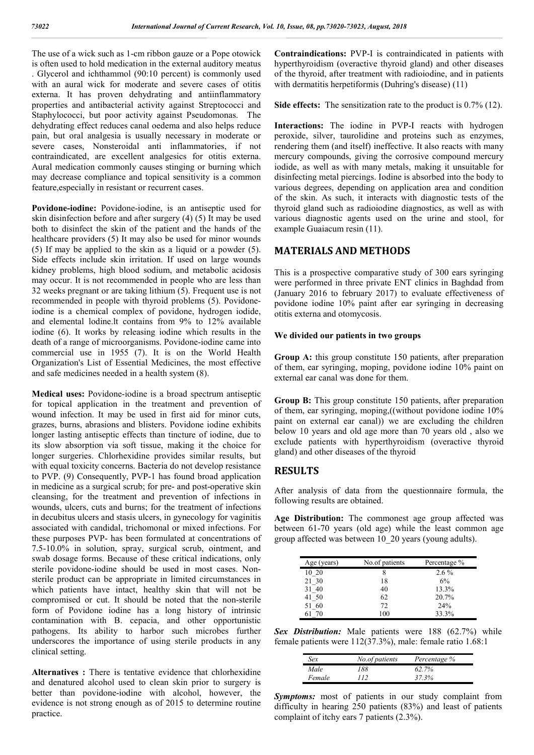The use of a wick such as 1-cm ribbon gauze or a Pope otowick is often used to hold medication in the external auditory meatus . Glycerol and ichthammol (90:10 percent) is commonly used with an aural wick for moderate and severe cases of otitis externa. It has proven dehydrating and antiinflammatory properties and antibacterial activity against Streptococci and Staphylococci, but poor activity against Pseudomonas. The dehydrating effect reduces canal oedema and also helps reduce pain, but oral analgesia is usually necessary in moderate or severe cases, Nonsteroidal anti inflammatories, if not contraindicated, are excellent analgesics for otitis externa. Aural medication commonly causes stinging or burning which may decrease compliance and topical sensitivity is a common feature,especially in resistant or recurrent cases.

**Povidone-iodine:** Povidone-iodine, is an antiseptic used for skin disinfection before and after surgery (4) (5) It may be used both to disinfect the skin of the patient and the hands of the healthcare providers (5) It may also be used for minor wounds (5) If may be applied to the skin as a liquid or a powder (5). Side effects include skin irritation. If used on large wounds kidney problems, high blood sodium, and metabolic acidosis may occur. It is not recommended in people who are less than 32 weeks pregnant or are taking lithium (5). Frequent use is not recommended in people with thyroid problems (5). Povidone-iodine is a chemical complex of povidone, hydrogen iodide, and elemental lodine.lt contains from 9% to 12% available iodine (6). It works by releasing iodine which results in the death of a range of microorganisms. Povidone-iodine came into commercial use in 1955 (7). It is on the World Health Organization's List of Essential Medicines, the most effective and safe medicines needed in a health system (8).

**Medical uses:** Povidone-iodine is a broad spectrum antiseptic for topical application in the treatment and prevention of wound infection. It may be used in first aid for minor cuts, grazes, burns, abrasions and blisters. Povidone iodine exhibits longer lasting antiseptic effects than tincture of iodine, due to its slow absorption via soft tissue, making it the choice for longer surgeries. Chlorhexidine provides similar results, but with equal toxicity concerns. Bacteria do not develop resistance to PVP. (9) Consequently, PVP-1 has found broad application in medicine as a surgical scrub; for pre- and post-operative skin cleansing, for the treatment and prevention of infections in wounds, ulcers, cuts and burns; for the treatment of infections in decubitus ulcers and stasis ulcers, in gynecology for vaginitis associated with candidal, trichomonal or mixed infections. For these purposes PVP- has been formulated at concentrations of 7.5-10.0% in solution, spray, surgical scrub, ointment, and swab dosage forms. Because of these critical indications, only sterile povidone-iodine should be used in most cases. Non-sterile product can be appropriate in limited circumstances in which patients have intact, healthy skin that will not be compromised or cut. It should be noted that the non-sterile form of Povidone iodine has a long history of intrinsic contamination with B. cepacia, and other opportunistic pathogens. Its ability to harbor such microbes further underscores the importance of using sterile products in any clinical setting.

**Alternatives :** There is tentative evidence that chlorhexidine and denatured alcohol used to clean skin prior to surgery is better than povidone-iodine with alcohol, however, the evidence is not strong enough as of 2015 to determine routine practice.

**Contraindications:** PVP-I is contraindicated in patients with hyperthyroidism (overactive thyroid gland) and other diseases of the thyroid, after treatment with radioiodine, and in patients with dermatitis herpetiformis (Duhring's disease) (11)

**Side effects:** The sensitization rate to the product is 0.7% (12).

**Interactions:** The iodine in PVP-I reacts with hydrogen peroxide, silver, taurolidine and proteins such as enzymes, rendering them (and itself) ineffective. It also reacts with many mercury compounds, giving the corrosive compound mercury iodide, as well as with many metals, making it unsuitable for disinfecting metal piercings. Iodine is absorbed into the body to various degrees, depending on application area and condition of the skin. As such, it interacts with diagnostic tests of the thyroid gland such as radioiodine diagnostics, as well as with various diagnostic agents used on the urine and stool, for example Guaiacum resin (11).

## MATERIALS AND METHODS

This is a prospective comparative study of 300 ears syringing were performed in three private ENT clinics in Baghdad from (January 2016 to february 2017) to evaluate effectiveness of povidone iodine 10% paint after ear syringing in decreasing otitis externa and otomycosis.

**We divided our patients in two groups**

**Group A:** this group constitute 150 patients, after preparation of them, ear syringing, moping, povidone iodine 10% paint on external ear canal was done for them.

**Group B:** This group constitute 150 patients, after preparation of them, ear syringing, moping,((without povidone iodine 10% paint on external ear canal)) we are excluding the children below 10 years and old age more than 70 years old , also we exclude patients with hyperthyroidism (overactive thyroid gland) and other diseases of the thyroid

## RESULTS

After analysis of data from the questionnaire formula, the following results are obtained.

**Age Distribution:** The commonest age group affected was between 61-70 years (old age) while the least common age group affected was between 10_20 years (young adults).

| Age (years) | No.of patients | Percentage % |
|---|---|---|
| 10_20 | 8 | 2.6 % |
| 21_30 | 18 | 6% |
| 31_40 | 40 | 13.3% |
| 41_50 | 62 | 20.7% |
| 51_60 | 72 | 24% |
| 61_70 | 100 | 33.3% |

***Sex Distribution:*** Male patients were 188 (62.7%) while female patients were 112(37.3%), male: female ratio 1.68:1

| *Sex* | *No.of patients* | *Percentage %* |
|---|---|---|
| *Male* | *188* | *62.7%* |
| *Female* | *112* | *37.3%* |

***Symptoms:*** most of patients in our study complaint from difficulty in hearing 250 patients (83%) and least of patients complaint of itchy ears 7 patients (2.3%).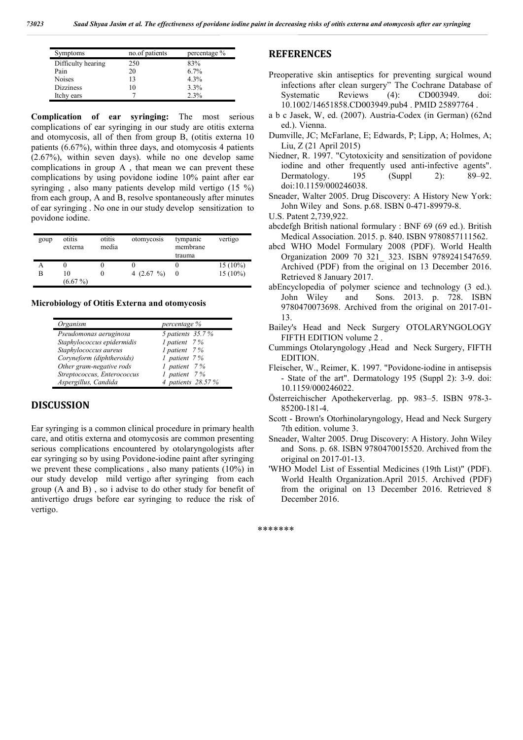| Symptoms | no.of patients | percentage % |
|---|---|---|
| Difficulty hearing | 250 | 83% |
| Pain | 20 | 6.7% |
| Noises | 13 | 4.3% |
| Dizziness | 10 | 3.3% |
| Itchy ears | 7 | 2.3% |

**Complication of ear syringing:** The most serious complications of ear syringing in our study are otitis externa and otomycosis, all of then from group B, (otitis externa 10 patients (6.67%), within three days, and otomycosis 4 patients (2.67%), within seven days). while no one develop same complications in group A , that mean we can prevent these complications by using povidone iodine 10% paint after ear syringing , also many patients develop mild vertigo (15 %) from each group, A and B, resolve spontaneously after minutes of ear syringing . No one in our study develop sensitization to povidone iodine.

| goup | otitis externa | otitis media | otomycosis | tympanic membrane trauma | vertigo |
|---|---|---|---|---|---|
| A | 0 | 0 | 0 | 0 | 15 (10%) |
| B | 10 (6.67 %) | 0 | 4 (2.67 %) | 0 | 15 (10%) |

**Microbiology of Otitis Externa and otomycosis**

| *Organism* | *percentage %* |
|---|---|
| *Pseudomonas aeruginosa* | *5 patients 35.7 %* |
| *Staphylococcus epidermidis* | *1 patient 7 %* |
| *Staphylococcus aureus* | *1 patient 7 %* |
| *Coryneform (diphtheroids)* | *1 patient 7 %* |
| *Other gram-negative rods* | *1 patient 7 %* |
| *Streptococcus, Enterococcus* | *1 patient 7 %* |
| *Aspergillus, Candida* | *4 patients 28.57 %* |

## DISCUSSION

Ear syringing is a common clinical procedure in primary health care, and otitis externa and otomycosis are common presenting serious complications encountered by otolaryngologists after ear syringing so by using Povidone-iodine paint after syringing we prevent these complications , also many patients (10%) in our study develop mild vertigo after syringing from each group (A and B) , so i advise to do other study for benefit of antivertigo drugs before ear syringing to reduce the risk of vertigo.

## REFERENCES

Preoperative skin antiseptics for preventing surgical wound infections after clean surgery" The Cochrane Database of Systematic Reviews (4): CD003949. doi: 10.1002/14651858.CD003949.pub4 . PMID 25897764 .

a b c Jasek, W, ed. (2007). Austria-Codex (in German) (62nd ed.). Vienna.

Dumville, JC; McFarlane, E; Edwards, P; Lipp, A; Holmes, A; Liu, Z (21 April 2015)

Niedner, R. 1997. "Cytotoxicity and sensitization of povidone iodine and other frequently used anti-infective agents". Dermatology. 195 (Suppl 2): 89–92. doi:10.1159/000246038.

Sneader, Walter 2005. Drug Discovery: A History New York: John Wiley and Sons. p.68. ISBN 0-471-89979-8.

U.S. Patent 2,739,922.

abcdefgh British national formulary : BNF 69 (69 ed.). British Medical Association. 2015. p. 840. ISBN 9780857111562.

abcd WHO Model Formulary 2008 (PDF). World Health Organization 2009 70 321_ 323. ISBN 9789241547659. Archived (PDF) from the original on 13 December 2016. Retrieved 8 January 2017.

abEncyclopedia of polymer science and technology (3 ed.). John Wiley and Sons. 2013. p. 728. ISBN 9780470073698. Archived from the original on 2017-01-13.

Bailey's Head and Neck Surgery OTOLARYNGOLOGY FIFTH EDITION volume 2 .

Cummings Otolaryngology ,Head and Neck Surgery, FIFTH EDITION.

Fleischer, W., Reimer, K. 1997. "Povidone-iodine in antisepsis - State of the art". Dermatology 195 (Suppl 2): 3-9. doi: 10.1159/000246022.

Österreichischer Apothekerverlag. pp. 983–5. ISBN 978-3-85200-181-4.

Scott - Brown's Otorhinolaryngology, Head and Neck Surgery 7th edition. volume 3.

Sneader, Walter 2005. Drug Discovery: A History. John Wiley and Sons. p. 68. ISBN 9780470015520. Archived from the original on 2017-01-13.

'WHO Model List of Essential Medicines (19th List)" (PDF). World Health Organization.April 2015. Archived (PDF) from the original on 13 December 2016. Retrieved 8 December 2016.

\*\*\*\*\*\*\*